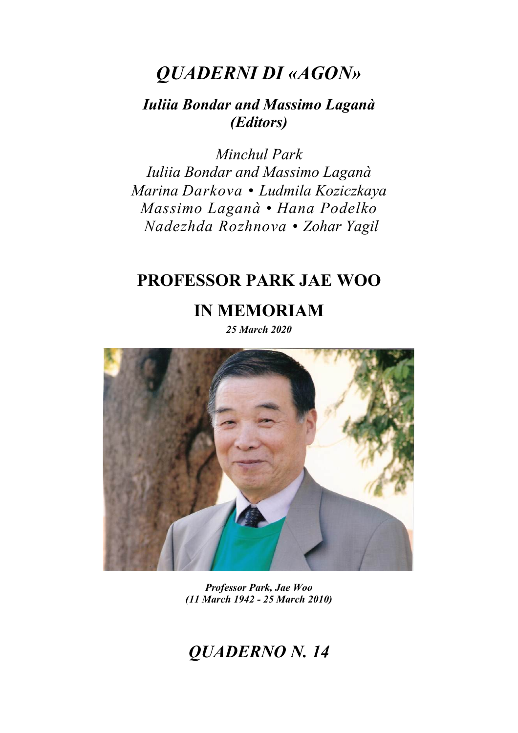# *QUADERNI DI «AGON»*

***Iuliia Bondar and Massimo Laganà (Editors)***

*Minchul Park*
*Iuliia Bondar and Massimo Laganà*
*Marina Darkova • Ludmila Koziczkaya*
*Massimo Laganà • Hana Podelko*
*Nadezhda Rozhnova • Zohar Yagil*

## PROFESSOR PARK JAE WOO

## IN MEMORIAM

***25 March 2020***

***Professor Park, Jae Woo***
***(11 March 1942 - 25 March 2010)***

## *QUADERNO N. 14*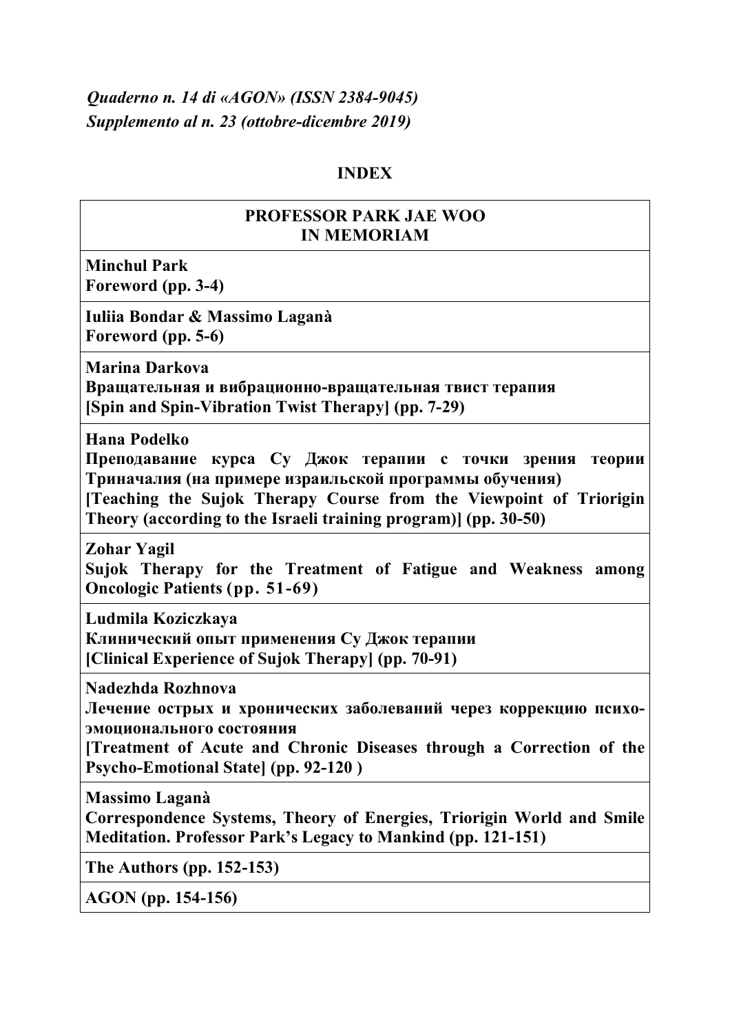*Quaderno n. 14 di «AGON» (ISSN 2384-9045)*
*Supplemento al n. 23 (ottobre-dicembre 2019)*

## INDEX

### PROFESSOR PARK JAE WOO IN MEMORIAM

**Minchul Park**
**Foreword (pp. 3-4)**

**Iuliia Bondar & Massimo Laganà**
**Foreword (pp. 5-6)**

**Marina Darkova**
**Вращательная и вибрационно-вращательная твист терапия**
**[Spin and Spin-Vibration Twist Therapy] (pp. 7-29)**

**Hana Podelko**
**Преподавание курса Су Джок терапии с точки зрения теории Триначалия (на примере израильской программы обучения)**
**[Teaching the Sujok Therapy Course from the Viewpoint of Triorigin Theory (according to the Israeli training program)] (pp. 30-50)**

**Zohar Yagil**
**Sujok Therapy for the Treatment of Fatigue and Weakness among Oncologic Patients (pp. 51-69)**

**Ludmila Koziczkaya**
**Клинический опыт применения Су Джок терапии**
**[Clinical Experience of Sujok Therapy] (pp. 70-91)**

**Nadezhda Rozhnova**
**Лечение острых и хронических заболеваний через коррекцию психо-эмоционального состояния**
**[Treatment of Acute and Chronic Diseases through a Correction of the Psycho-Emotional State] (pp. 92-120 )**

**Massimo Laganà**
**Correspondence Systems, Theory of Energies, Triorigin World and Smile Meditation. Professor Park's Legacy to Mankind (pp. 121-151)**

**The Authors (pp. 152-153)**

**AGON (pp. 154-156)**